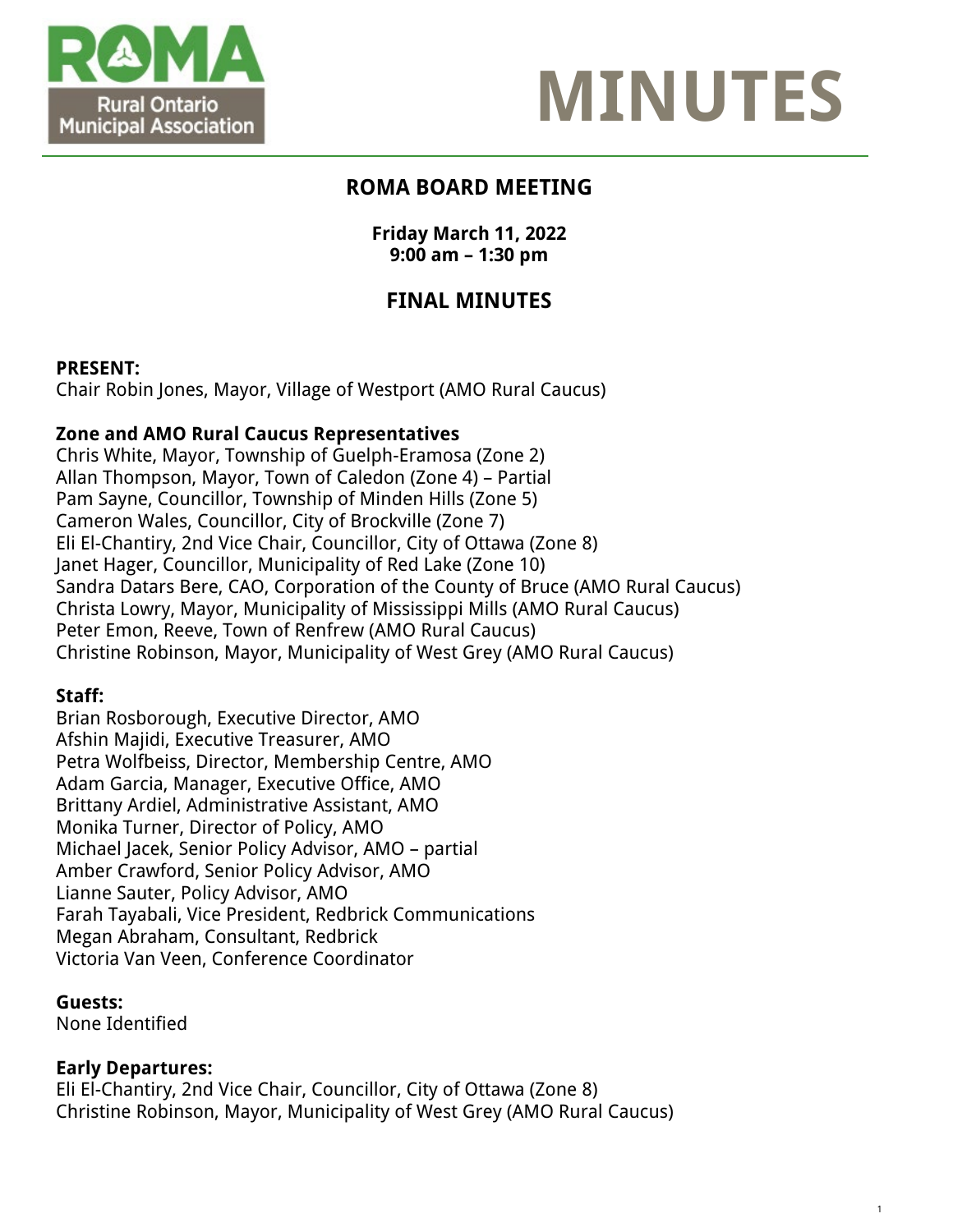# MINUTES

## ROMA BOARD MEETING

**Friday March 11, 2022**
**9:00 am – 1:30 pm**

## FINAL MINUTES

**PRESENT:**
Chair Robin Jones, Mayor, Village of Westport (AMO Rural Caucus)

**Zone and AMO Rural Caucus Representatives**
Chris White, Mayor, Township of Guelph-Eramosa (Zone 2)
Allan Thompson, Mayor, Town of Caledon (Zone 4) – Partial
Pam Sayne, Councillor, Township of Minden Hills (Zone 5)
Cameron Wales, Councillor, City of Brockville (Zone 7)
Eli El-Chantiry, 2nd Vice Chair, Councillor, City of Ottawa (Zone 8)
Janet Hager, Councillor, Municipality of Red Lake (Zone 10)
Sandra Datars Bere, CAO, Corporation of the County of Bruce (AMO Rural Caucus)
Christa Lowry, Mayor, Municipality of Mississippi Mills (AMO Rural Caucus)
Peter Emon, Reeve, Town of Renfrew (AMO Rural Caucus)
Christine Robinson, Mayor, Municipality of West Grey (AMO Rural Caucus)

**Staff:**
Brian Rosborough, Executive Director, AMO
Afshin Majidi, Executive Treasurer, AMO
Petra Wolfbeiss, Director, Membership Centre, AMO
Adam Garcia, Manager, Executive Office, AMO
Brittany Ardiel, Administrative Assistant, AMO
Monika Turner, Director of Policy, AMO
Michael Jacek, Senior Policy Advisor, AMO – partial
Amber Crawford, Senior Policy Advisor, AMO
Lianne Sauter, Policy Advisor, AMO
Farah Tayabali, Vice President, Redbrick Communications
Megan Abraham, Consultant, Redbrick
Victoria Van Veen, Conference Coordinator

**Guests:**
None Identified

**Early Departures:**
Eli El-Chantiry, 2nd Vice Chair, Councillor, City of Ottawa (Zone 8)
Christine Robinson, Mayor, Municipality of West Grey (AMO Rural Caucus)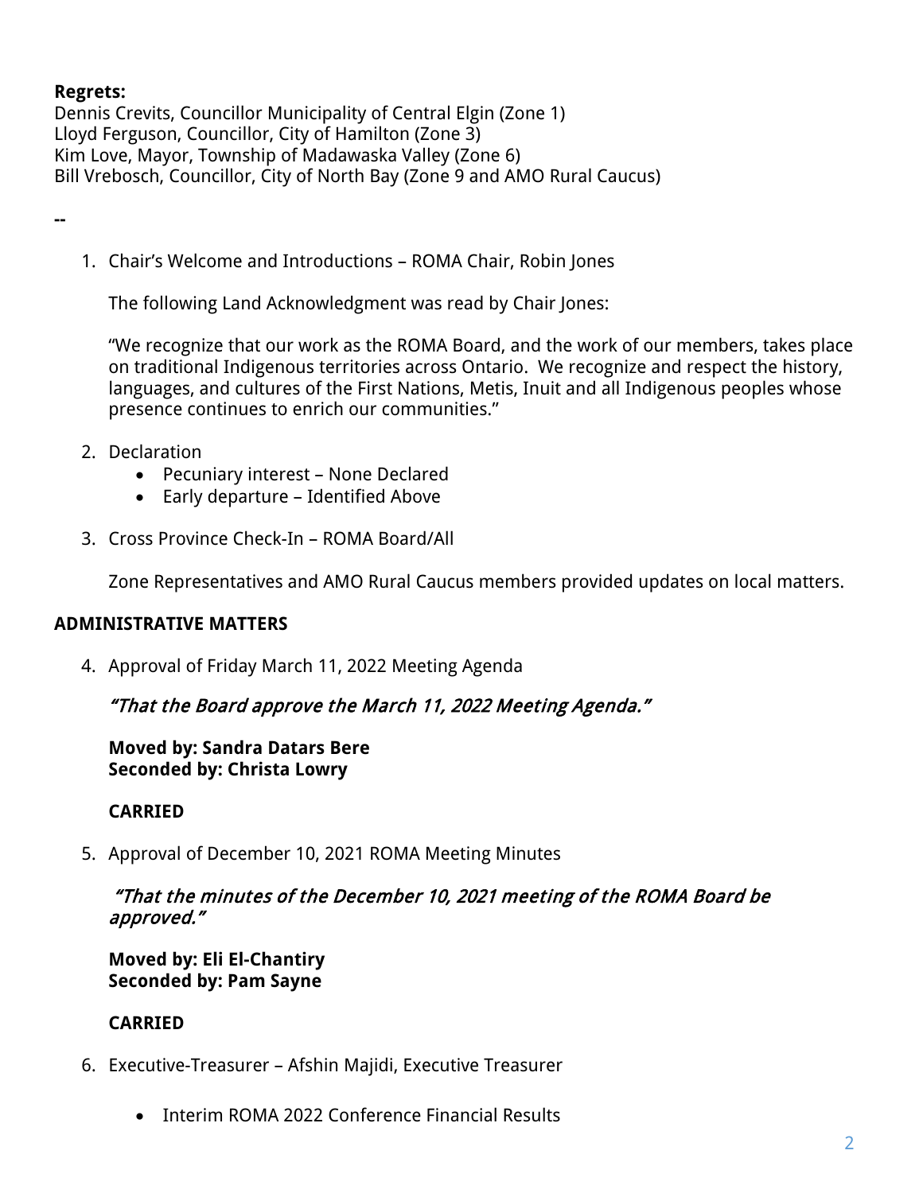**Regrets:**
Dennis Crevits, Councillor Municipality of Central Elgin (Zone 1)
Lloyd Ferguson, Councillor, City of Hamilton (Zone 3)
Kim Love, Mayor, Township of Madawaska Valley (Zone 6)
Bill Vrebosch, Councillor, City of North Bay (Zone 9 and AMO Rural Caucus)

--

1. Chair's Welcome and Introductions – ROMA Chair, Robin Jones

   The following Land Acknowledgment was read by Chair Jones:

   "We recognize that our work as the ROMA Board, and the work of our members, takes place on traditional Indigenous territories across Ontario. We recognize and respect the history, languages, and cultures of the First Nations, Metis, Inuit and all Indigenous peoples whose presence continues to enrich our communities."

2. Declaration
   - Pecuniary interest – None Declared
   - Early departure – Identified Above

3. Cross Province Check-In – ROMA Board/All

   Zone Representatives and AMO Rural Caucus members provided updates on local matters.

**ADMINISTRATIVE MATTERS**

4. Approval of Friday March 11, 2022 Meeting Agenda

   ***"That the Board approve the March 11, 2022 Meeting Agenda."***

   **Moved by: Sandra Datars Bere**
   **Seconded by: Christa Lowry**

   **CARRIED**

5. Approval of December 10, 2021 ROMA Meeting Minutes

   ***"That the minutes of the December 10, 2021 meeting of the ROMA Board be approved."***

   **Moved by: Eli El-Chantiry**
   **Seconded by: Pam Sayne**

   **CARRIED**

6. Executive-Treasurer – Afshin Majidi, Executive Treasurer

   - Interim ROMA 2022 Conference Financial Results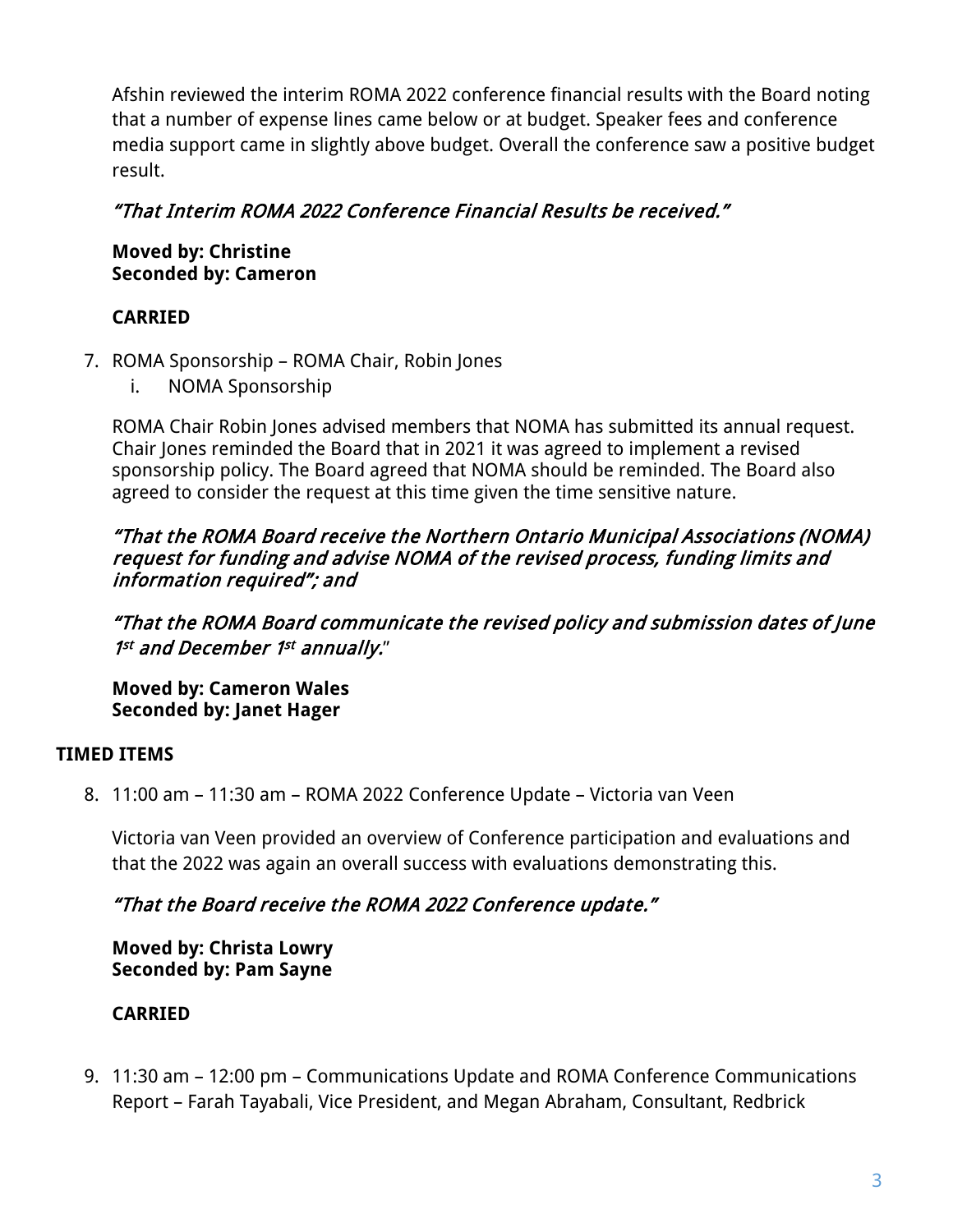Afshin reviewed the interim ROMA 2022 conference financial results with the Board noting that a number of expense lines came below or at budget. Speaker fees and conference media support came in slightly above budget. Overall the conference saw a positive budget result.

*"That Interim ROMA 2022 Conference Financial Results be received."*

**Moved by: Christine**
**Seconded by: Cameron**

**CARRIED**

7. ROMA Sponsorship – ROMA Chair, Robin Jones
   i. NOMA Sponsorship

ROMA Chair Robin Jones advised members that NOMA has submitted its annual request. Chair Jones reminded the Board that in 2021 it was agreed to implement a revised sponsorship policy. The Board agreed that NOMA should be reminded. The Board also agreed to consider the request at this time given the time sensitive nature.

*"That the ROMA Board receive the Northern Ontario Municipal Associations (NOMA) request for funding and advise NOMA of the revised process, funding limits and information required"; and*

*"That the ROMA Board communicate the revised policy and submission dates of June 1st and December 1st annually."*

**Moved by: Cameron Wales**
**Seconded by: Janet Hager**

**TIMED ITEMS**

8. 11:00 am – 11:30 am – ROMA 2022 Conference Update – Victoria van Veen

Victoria van Veen provided an overview of Conference participation and evaluations and that the 2022 was again an overall success with evaluations demonstrating this.

*"That the Board receive the ROMA 2022 Conference update."*

**Moved by: Christa Lowry**
**Seconded by: Pam Sayne**

**CARRIED**

9. 11:30 am – 12:00 pm – Communications Update and ROMA Conference Communications Report – Farah Tayabali, Vice President, and Megan Abraham, Consultant, Redbrick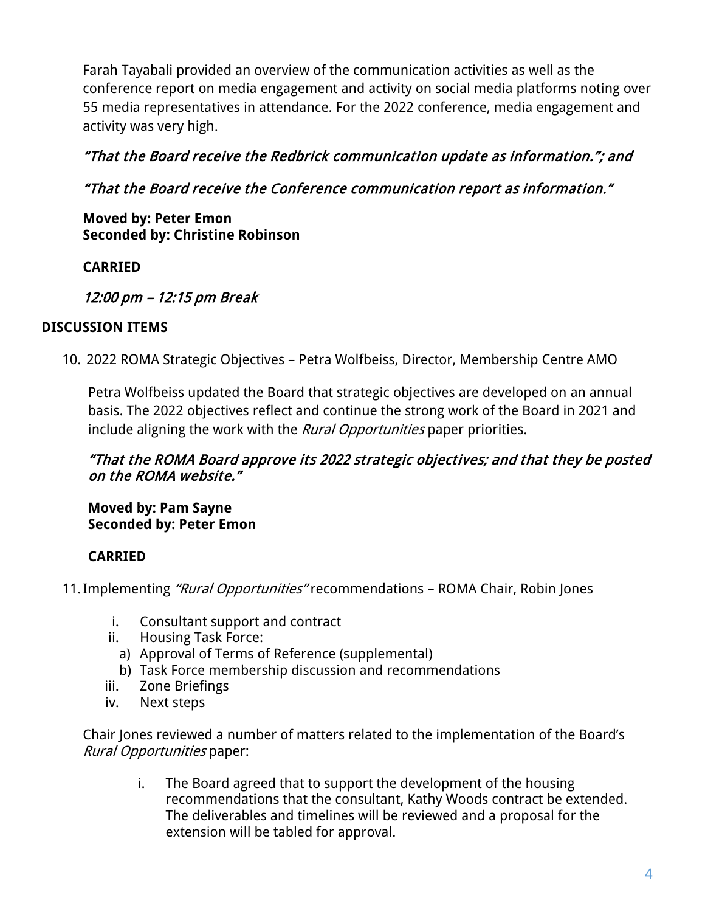Farah Tayabali provided an overview of the communication activities as well as the conference report on media engagement and activity on social media platforms noting over 55 media representatives in attendance. For the 2022 conference, media engagement and activity was very high.

*"That the Board receive the Redbrick communication update as information."; and*

*"That the Board receive the Conference communication report as information."*

**Moved by: Peter Emon**
**Seconded by: Christine Robinson**

**CARRIED**

*12:00 pm – 12:15 pm Break*

**DISCUSSION ITEMS**

10. 2022 ROMA Strategic Objectives – Petra Wolfbeiss, Director, Membership Centre AMO

    Petra Wolfbeiss updated the Board that strategic objectives are developed on an annual basis. The 2022 objectives reflect and continue the strong work of the Board in 2021 and include aligning the work with the *Rural Opportunities* paper priorities.

    *"That the ROMA Board approve its 2022 strategic objectives; and that they be posted on the ROMA website."*

    **Moved by: Pam Sayne**
    **Seconded by: Peter Emon**

    **CARRIED**

11. Implementing *"Rural Opportunities"* recommendations – ROMA Chair, Robin Jones

    i. Consultant support and contract
    ii. Housing Task Force:
        a) Approval of Terms of Reference (supplemental)
        b) Task Force membership discussion and recommendations
    iii. Zone Briefings
    iv. Next steps

    Chair Jones reviewed a number of matters related to the implementation of the Board's *Rural Opportunities* paper:

    i. The Board agreed that to support the development of the housing recommendations that the consultant, Kathy Woods contract be extended. The deliverables and timelines will be reviewed and a proposal for the extension will be tabled for approval.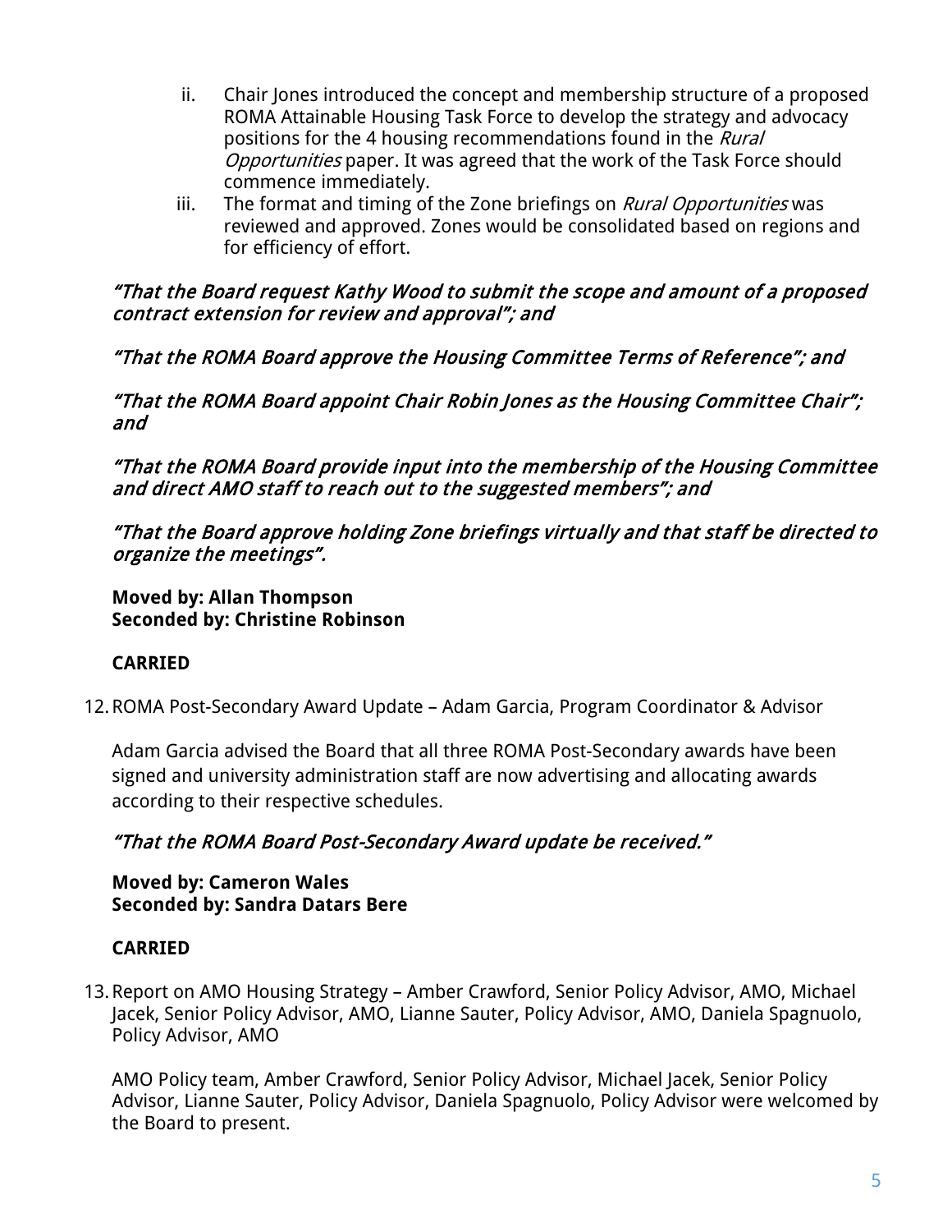ii. Chair Jones introduced the concept and membership structure of a proposed ROMA Attainable Housing Task Force to develop the strategy and advocacy positions for the 4 housing recommendations found in the *Rural Opportunities* paper. It was agreed that the work of the Task Force should commence immediately.

iii. The format and timing of the Zone briefings on *Rural Opportunities* was reviewed and approved. Zones would be consolidated based on regions and for efficiency of effort.

*"That the Board request Kathy Wood to submit the scope and amount of a proposed contract extension for review and approval"; and*

*"That the ROMA Board approve the Housing Committee Terms of Reference"; and*

*"That the ROMA Board appoint Chair Robin Jones as the Housing Committee Chair"; and*

*"That the ROMA Board provide input into the membership of the Housing Committee and direct AMO staff to reach out to the suggested members"; and*

*"That the Board approve holding Zone briefings virtually and that staff be directed to organize the meetings".*

**Moved by: Allan Thompson**
**Seconded by: Christine Robinson**

**CARRIED**

12. ROMA Post-Secondary Award Update – Adam Garcia, Program Coordinator & Advisor

Adam Garcia advised the Board that all three ROMA Post-Secondary awards have been signed and university administration staff are now advertising and allocating awards according to their respective schedules.

*"That the ROMA Board Post-Secondary Award update be received."*

**Moved by: Cameron Wales**
**Seconded by: Sandra Datars Bere**

**CARRIED**

13. Report on AMO Housing Strategy – Amber Crawford, Senior Policy Advisor, AMO, Michael Jacek, Senior Policy Advisor, AMO, Lianne Sauter, Policy Advisor, AMO, Daniela Spagnuolo, Policy Advisor, AMO

AMO Policy team, Amber Crawford, Senior Policy Advisor, Michael Jacek, Senior Policy Advisor, Lianne Sauter, Policy Advisor, Daniela Spagnuolo, Policy Advisor were welcomed by the Board to present.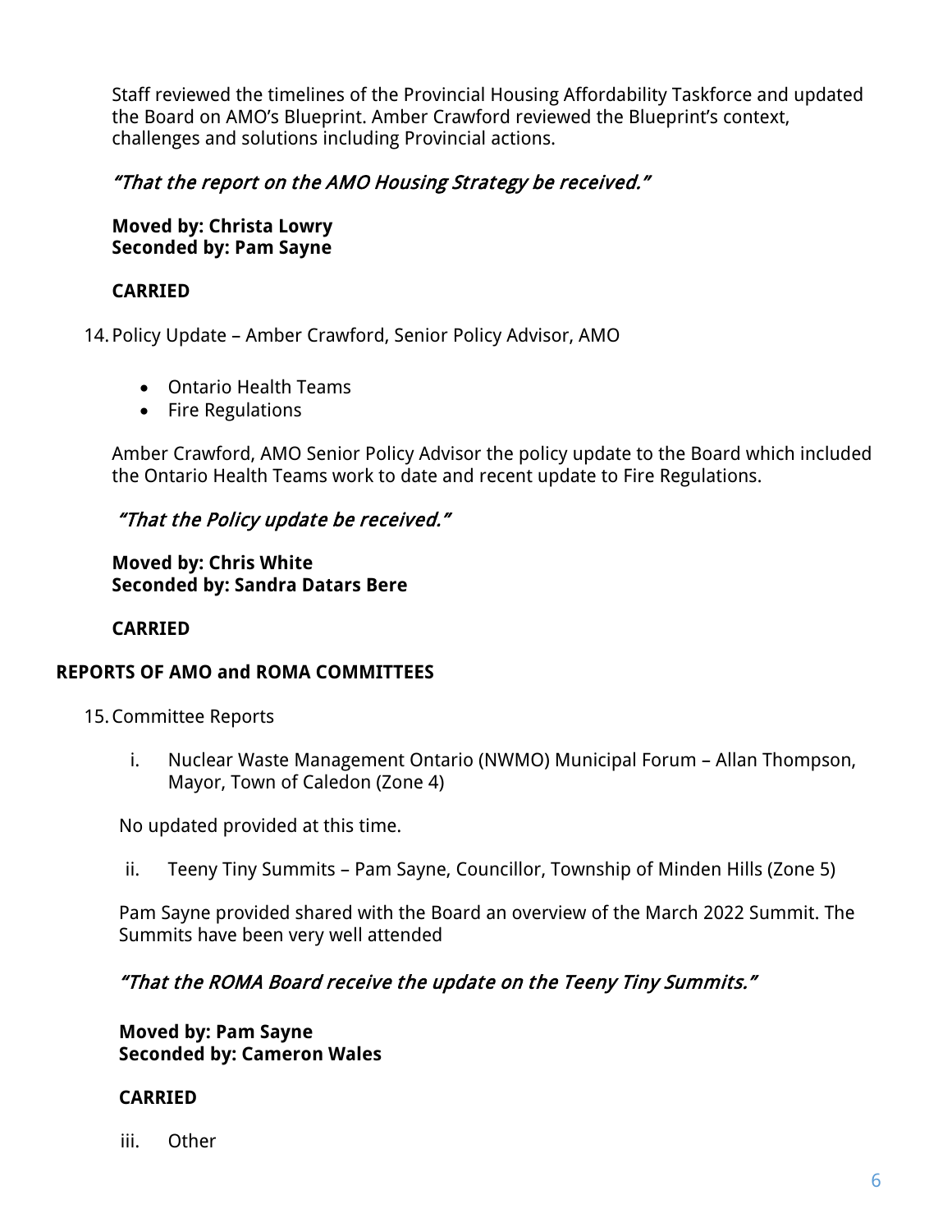Staff reviewed the timelines of the Provincial Housing Affordability Taskforce and updated the Board on AMO's Blueprint. Amber Crawford reviewed the Blueprint's context, challenges and solutions including Provincial actions.

*"That the report on the AMO Housing Strategy be received."*

**Moved by: Christa Lowry**
**Seconded by: Pam Sayne**

**CARRIED**

14. Policy Update – Amber Crawford, Senior Policy Advisor, AMO

- Ontario Health Teams
- Fire Regulations

Amber Crawford, AMO Senior Policy Advisor the policy update to the Board which included the Ontario Health Teams work to date and recent update to Fire Regulations.

*"That the Policy update be received."*

**Moved by: Chris White**
**Seconded by: Sandra Datars Bere**

**CARRIED**

**REPORTS OF AMO and ROMA COMMITTEES**

15. Committee Reports

i. Nuclear Waste Management Ontario (NWMO) Municipal Forum – Allan Thompson, Mayor, Town of Caledon (Zone 4)

No updated provided at this time.

ii. Teeny Tiny Summits – Pam Sayne, Councillor, Township of Minden Hills (Zone 5)

Pam Sayne provided shared with the Board an overview of the March 2022 Summit. The Summits have been very well attended

*"That the ROMA Board receive the update on the Teeny Tiny Summits."*

**Moved by: Pam Sayne**
**Seconded by: Cameron Wales**

**CARRIED**

iii. Other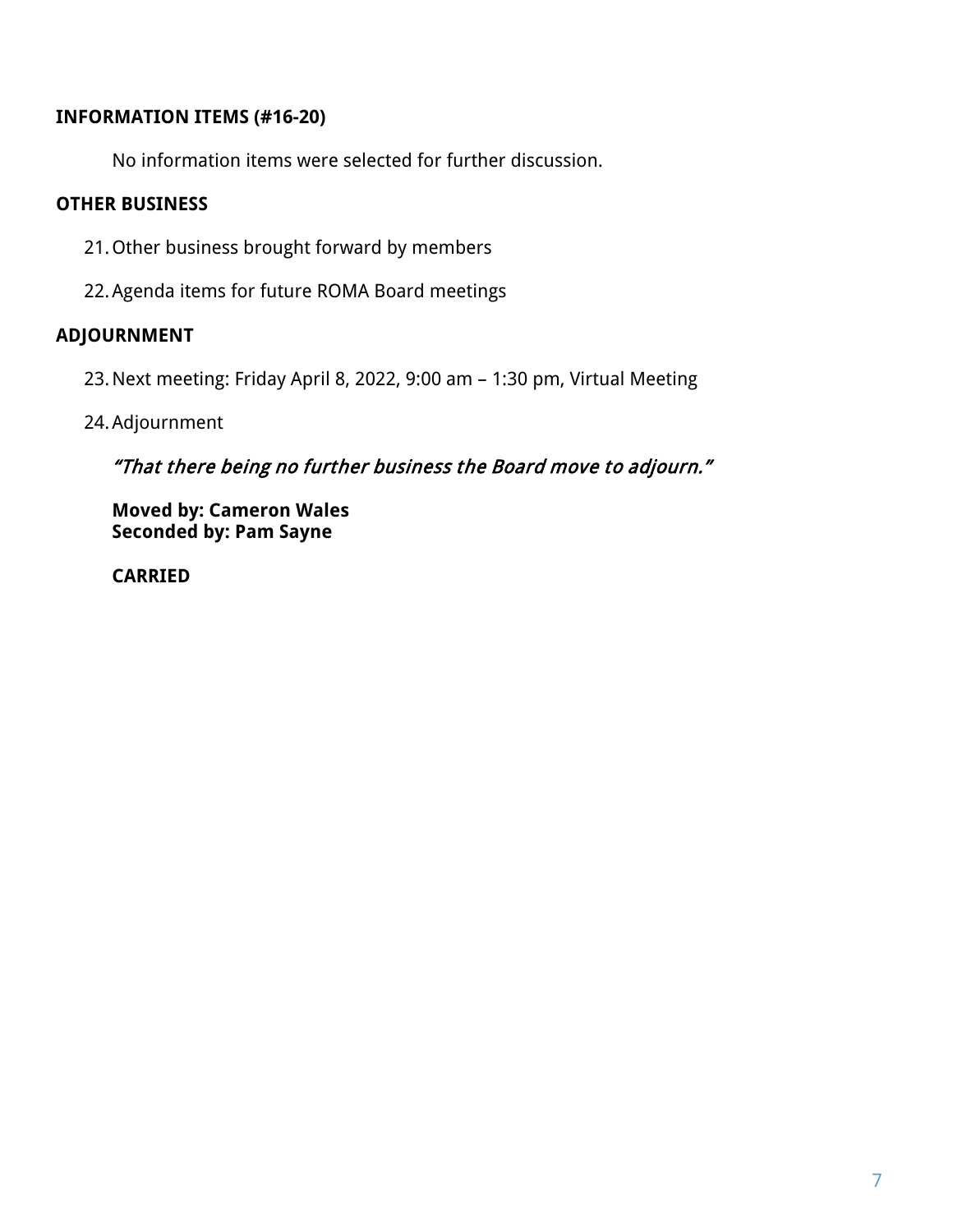**INFORMATION ITEMS (#16-20)**

No information items were selected for further discussion.

**OTHER BUSINESS**

21. Other business brought forward by members

22. Agenda items for future ROMA Board meetings

**ADJOURNMENT**

23. Next meeting: Friday April 8, 2022, 9:00 am – 1:30 pm, Virtual Meeting

24. Adjournment

*"That there being no further business the Board move to adjourn."*

**Moved by: Cameron Wales**
**Seconded by: Pam Sayne**

**CARRIED**